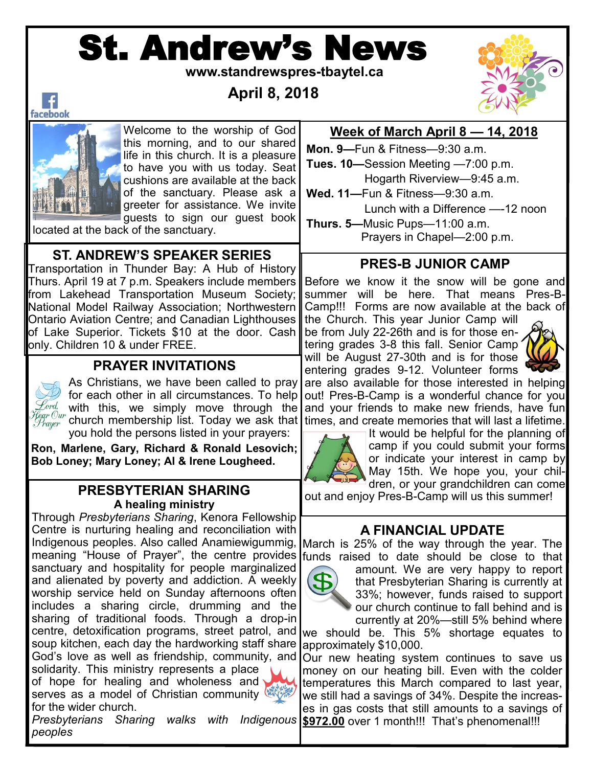# St. Andrew's News

**www.standrewspres-tbaytel.ca**

**April 8, 2018**

facebook

Welcome to the worship of God this morning, and to our shared life in this church. It is a pleasure to have you with us today. Seat cushions are available at the back of the sanctuary. Please ask a greeter for assistance. We invite guests to sign our guest book located at the back of the sanctuary.

## ST. ANDREW'S SPEAKER SERIES

Transportation in Thunder Bay: A Hub of History Thurs. April 19 at 7 p.m. Speakers include members from Lakehead Transportation Museum Society; National Model Railway Association; Northwestern Ontario Aviation Centre; and Canadian Lighthouses of Lake Superior. Tickets $10 at the door. Cash only. Children 10 & under FREE.

## PRAYER INVITATIONS

As Christians, we have been called to pray for each other in all circumstances. To help with this, we simply move through the church membership list. Today we ask that you hold the persons listed in your prayers:

**Ron, Marlene, Gary, Richard & Ronald Lesovich; Bob Loney; Mary Loney; Al & Irene Lougheed.**

## PRESBYTERIAN SHARING

### A healing ministry

Through *Presbyterians Sharing*, Kenora Fellowship Centre is nurturing healing and reconciliation with Indigenous peoples. Also called Anamiewigummig, meaning "House of Prayer", the centre provides sanctuary and hospitality for people marginalized and alienated by poverty and addiction. A weekly worship service held on Sunday afternoons often includes a sharing circle, drumming and the sharing of traditional foods. Through a drop-in centre, detoxification programs, street patrol, and soup kitchen, each day the hardworking staff share God's love as well as friendship, community, and solidarity. This ministry represents a place of hope for healing and wholeness and serves as a model of Christian community for the wider church.

*Presbyterians Sharing walks with Indigenous peoples*

## Week of March April 8 — 14, 2018

**Mon. 9**—Fun & Fitness—9:30 a.m.

**Tues. 10**—Session Meeting —7:00 p.m.
Hogarth Riverview—9:45 a.m.

**Wed. 11**—Fun & Fitness—9:30 a.m.
Lunch with a Difference —-12 noon

**Thurs. 5**—Music Pups—11:00 a.m.
Prayers in Chapel—2:00 p.m.

## PRES-B JUNIOR CAMP

Before we know it the snow will be gone and summer will be here. That means Pres-B-Camp!!! Forms are now available at the back of the Church. This year Junior Camp will be from July 22-26th and is for those entering grades 3-8 this fall. Senior Camp will be August 27-30th and is for those entering grades 9-12. Volunteer forms are also available for those interested in helping out! Pres-B-Camp is a wonderful chance for you and your friends to make new friends, have fun times, and create memories that will last a lifetime. It would be helpful for the planning of camp if you could submit your forms or indicate your interest in camp by May 15th. We hope you, your children, or your grandchildren can come out and enjoy Pres-B-Camp will us this summer!

## A FINANCIAL UPDATE

March is 25% of the way through the year. The funds raised to date should be close to that amount. We are very happy to report that Presbyterian Sharing is currently at 33%; however, funds raised to support our church continue to fall behind and is currently at 20%—still 5% behind where we should be. This 5% shortage equates to approximately $10,000.

Our new heating system continues to save us money on our heating bill. Even with the colder temperatures this March compared to last year, we still had a savings of 34%. Despite the increases in gas costs that still amounts to a savings of **$972.00** over 1 month!!! That's phenomenal!!!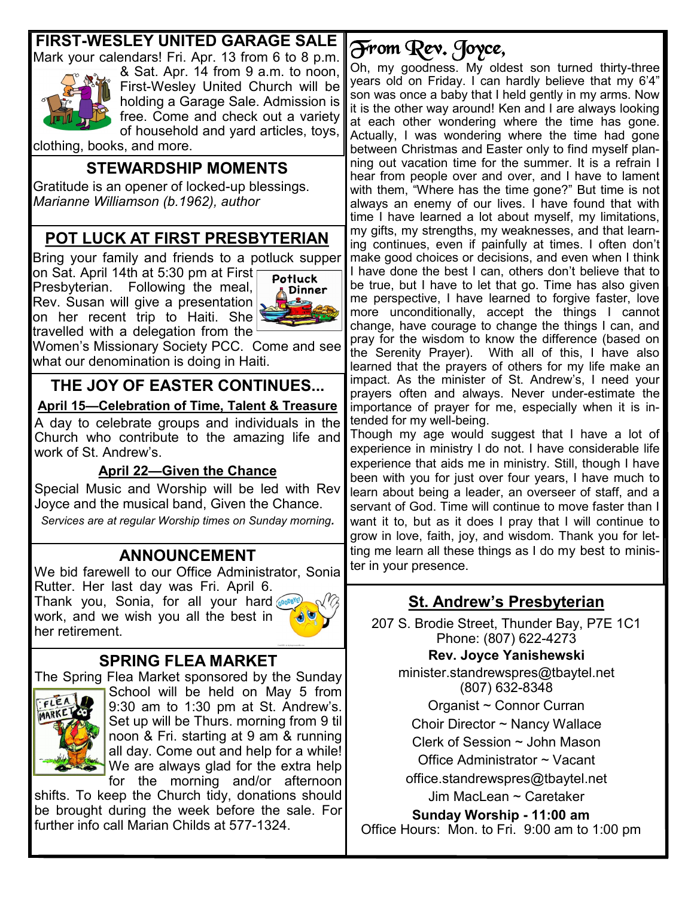## FIRST-WESLEY UNITED GARAGE SALE

Mark your calendars! Fri. Apr. 13 from 6 to 8 p.m. & Sat. Apr. 14 from 9 a.m. to noon, First-Wesley United Church will be holding a Garage Sale. Admission is free. Come and check out a variety of household and yard articles, toys, clothing, books, and more.

## STEWARDSHIP MOMENTS

Gratitude is an opener of locked-up blessings.
*Marianne Williamson (b.1962), author*

## POT LUCK AT FIRST PRESBYTERIAN

Bring your family and friends to a potluck supper on Sat. April 14th at 5:30 pm at First Presbyterian. Following the meal, Rev. Susan will give a presentation on her recent trip to Haiti. She travelled with a delegation from the Women's Missionary Society PCC. Come and see what our denomination is doing in Haiti.

## THE JOY OF EASTER CONTINUES...

**April 15—Celebration of Time, Talent & Treasure**

A day to celebrate groups and individuals in the Church who contribute to the amazing life and work of St. Andrew's.

**April 22—Given the Chance**

Special Music and Worship will be led with Rev Joyce and the musical band, Given the Chance.

*Services are at regular Worship times on Sunday morning.*

## ANNOUNCEMENT

We bid farewell to our Office Administrator, Sonia Rutter. Her last day was Fri. April 6. Thank you, Sonia, for all your hard work, and we wish you all the best in her retirement.

## SPRING FLEA MARKET

The Spring Flea Market sponsored by the Sunday School will be held on May 5 from 9:30 am to 1:30 pm at St. Andrew's. Set up will be Thurs. morning from 9 til noon & Fri. starting at 9 am & running all day. Come out and help for a while! We are always glad for the extra help for the morning and/or afternoon shifts. To keep the Church tidy, donations should be brought during the week before the sale. For further info call Marian Childs at 577-1324.

## From Rev. Joyce,

Oh, my goodness. My oldest son turned thirty-three years old on Friday. I can hardly believe that my 6'4" son was once a baby that I held gently in my arms. Now it is the other way around! Ken and I are always looking at each other wondering where the time has gone. Actually, I was wondering where the time had gone between Christmas and Easter only to find myself planning out vacation time for the summer. It is a refrain I hear from people over and over, and I have to lament with them, "Where has the time gone?" But time is not always an enemy of our lives. I have found that with time I have learned a lot about myself, my limitations, my gifts, my strengths, my weaknesses, and that learning continues, even if painfully at times. I often don't make good choices or decisions, and even when I think I have done the best I can, others don't believe that to be true, but I have to let that go. Time has also given me perspective, I have learned to forgive faster, love more unconditionally, accept the things I cannot change, have courage to change the things I can, and pray for the wisdom to know the difference (based on the Serenity Prayer). With all of this, I have also learned that the prayers of others for my life make an impact. As the minister of St. Andrew's, I need your prayers often and always. Never under-estimate the importance of prayer for me, especially when it is intended for my well-being.

Though my age would suggest that I have a lot of experience in ministry I do not. I have considerable life experience that aids me in ministry. Still, though I have been with you for just over four years, I have much to learn about being a leader, an overseer of staff, and a servant of God. Time will continue to move faster than I want it to, but as it does I pray that I will continue to grow in love, faith, joy, and wisdom. Thank you for letting me learn all these things as I do my best to minister in your presence.

## St. Andrew's Presbyterian

207 S. Brodie Street, Thunder Bay, P7E 1C1
Phone: (807) 622-4273

**Rev. Joyce Yanishewski**
minister.standrewspres@tbaytel.net
(807) 632-8348

Organist ~ Connor Curran
Choir Director ~ Nancy Wallace
Clerk of Session ~ John Mason
Office Administrator ~ Vacant
office.standrewspres@tbaytel.net
Jim MacLean ~ Caretaker

**Sunday Worship - 11:00 am**
Office Hours: Mon. to Fri. 9:00 am to 1:00 pm